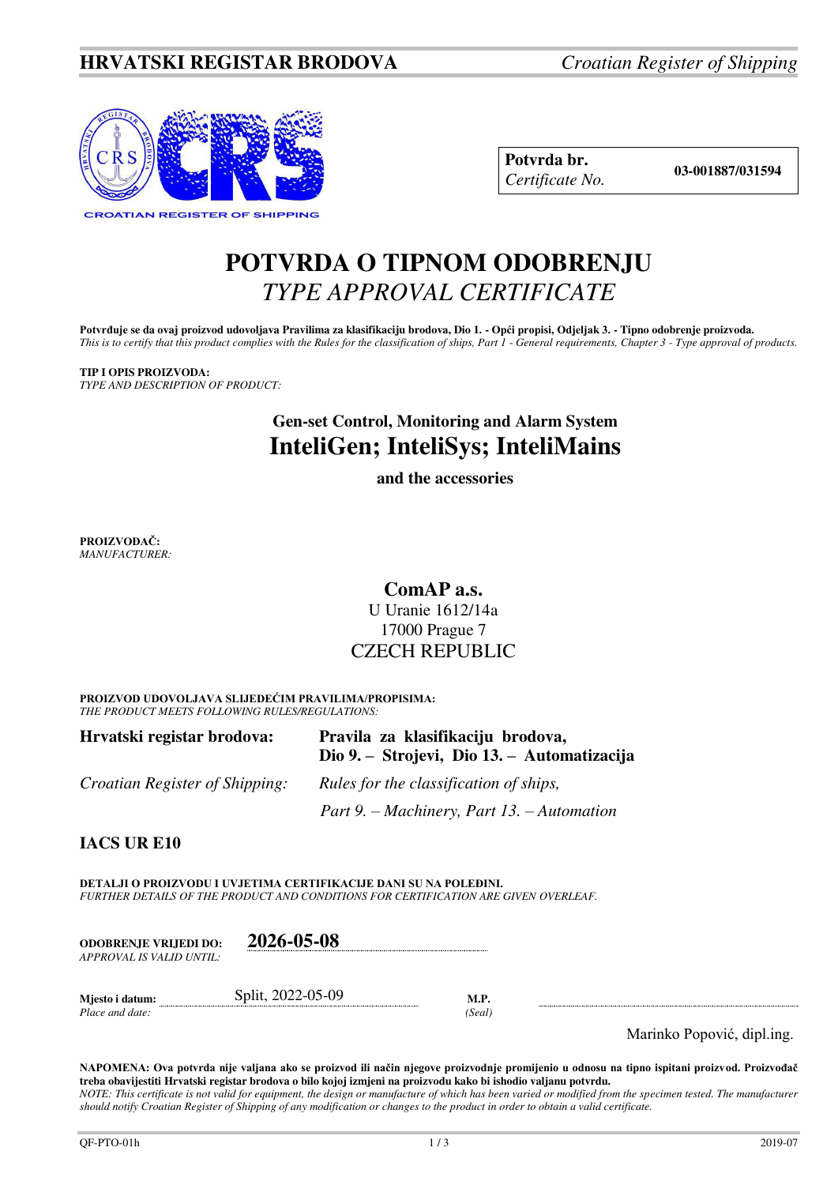**Potvrda br.** *Certificate No.* **03-001887/031594**

# POTVRDA O TIPNOM ODOBRENJU
## *TYPE APPROVAL CERTIFICATE*

**Potvrđuje se da ovaj proizvod udovoljava Pravilima za klasifikaciju brodova, Dio 1. - Opći propisi, Odjeljak 3. - Tipno odobrenje proizvoda.**
*This is to certify that this product complies with the Rules for the classification of ships, Part 1 - General requirements, Chapter 3 - Type approval of products.*

**TIP I OPIS PROIZVODA:**
*TYPE AND DESCRIPTION OF PRODUCT:*

**Gen-set Control, Monitoring and Alarm System**
## InteliGen; InteliSys; InteliMains
**and the accessories**

**PROIZVOĐAČ:**
*MANUFACTURER:*

**ComAP a.s.**
U Uranie 1612/14a
17000 Prague 7
CZECH REPUBLIC

**PROIZVOD UDOVOLJAVA SLIJEDEĆIM PRAVILIMA/PROPISIMA:**
*THE PRODUCT MEETS FOLLOWING RULES/REGULATIONS:*

| | |
|---|---|
| **Hrvatski registar brodova:** | **Pravila za klasifikaciju brodova, Dio 9. – Strojevi, Dio 13. – Automatizacija** |
| *Croatian Register of Shipping:* | *Rules for the classification of ships, Part 9. – Machinery, Part 13. – Automation* |

**IACS UR E10**

**DETALJI O PROIZVODU I UVJETIMA CERTIFIKACIJE DANI SU NA POLEĐINI.**
*FURTHER DETAILS OF THE PRODUCT AND CONDITIONS FOR CERTIFICATION ARE GIVEN OVERLEAF.*

**ODOBRENJE VRIJEDI DO:** *APPROVAL IS VALID UNTIL:* **2026-05-08**

**Mjesto i datum:** *Place and date:* Split, 2022-05-09

**M.P.** *(Seal)*

Marinko Popović, dipl.ing.

**NAPOMENA: Ova potvrda nije valjana ako se proizvod ili način njegove proizvodnje promijenio u odnosu na tipno ispitani proizvod. Proizvođač treba obavijestiti Hrvatski registar brodova o bilo kojoj izmjeni na proizvodu kako bi ishodio valjanu potvrdu.**
*NOTE: This certificate is not valid for equipment, the design or manufacture of which has been varied or modified from the specimen tested. The manufacturer should notify Croatian Register of Shipping of any modification or changes to the product in order to obtain a valid certificate.*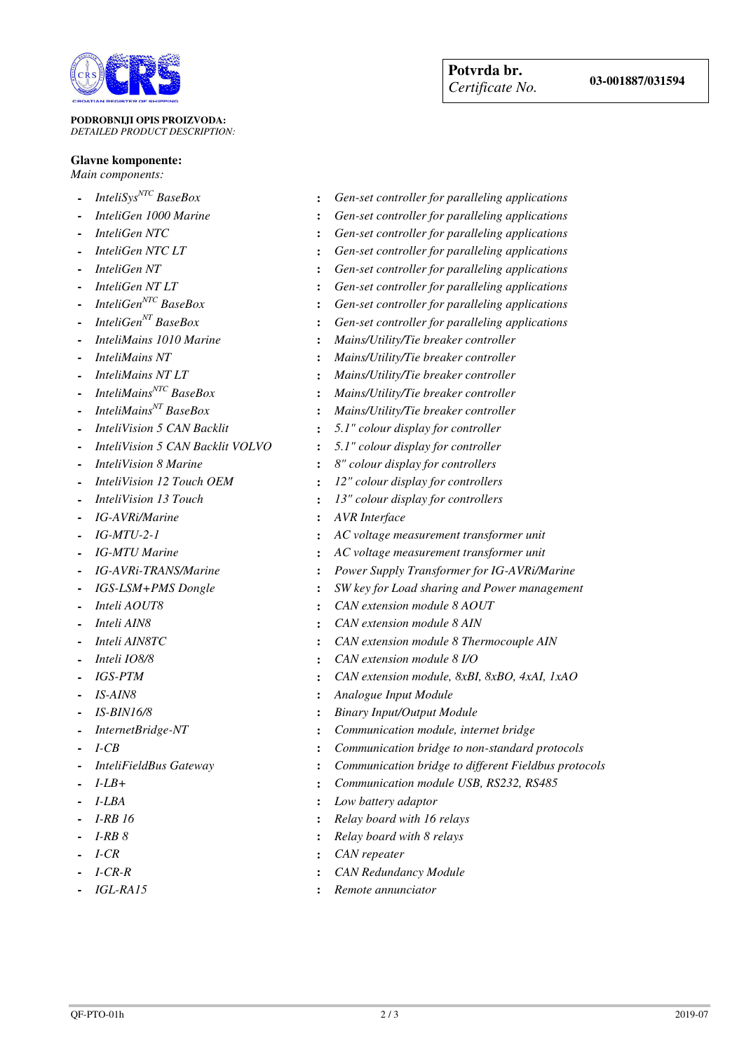**Potvrda br.** *Certificate No.* **03-001887/031594**

**PODROBNIJI OPIS PROIZVODA:**
*DETAILED PRODUCT DESCRIPTION:*

**Glavne komponente:**
*Main components:*

- *InteliSys$^{NTC}$ BaseBox* : *Gen-set controller for paralleling applications*
- *InteliGen 1000 Marine* : *Gen-set controller for paralleling applications*
- *InteliGen NTC* : *Gen-set controller for paralleling applications*
- *InteliGen NTC LT* : *Gen-set controller for paralleling applications*
- *InteliGen NT* : *Gen-set controller for paralleling applications*
- *InteliGen NT LT* : *Gen-set controller for paralleling applications*
- *InteliGen$^{NTC}$ BaseBox* : *Gen-set controller for paralleling applications*
- *InteliGen$^{NT}$ BaseBox* : *Gen-set controller for paralleling applications*
- *InteliMains 1010 Marine* : *Mains/Utility/Tie breaker controller*
- *InteliMains NT* : *Mains/Utility/Tie breaker controller*
- *InteliMains NT LT* : *Mains/Utility/Tie breaker controller*
- *InteliMains$^{NTC}$ BaseBox* : *Mains/Utility/Tie breaker controller*
- *InteliMains$^{NT}$ BaseBox* : *Mains/Utility/Tie breaker controller*
- *InteliVision 5 CAN Backlit* : *5.1" colour display for controller*
- *InteliVision 5 CAN Backlit VOLVO* : *5.1" colour display for controller*
- *InteliVision 8 Marine* : *8" colour display for controllers*
- *InteliVision 12 Touch OEM* : *12" colour display for controllers*
- *InteliVision 13 Touch* : *13" colour display for controllers*
- *IG-AVRi/Marine* : *AVR Interface*
- *IG-MTU-2-1* : *AC voltage measurement transformer unit*
- *IG-MTU Marine* : *AC voltage measurement transformer unit*
- *IG-AVRi-TRANS/Marine* : *Power Supply Transformer for IG-AVRi/Marine*
- *IGS-LSM+PMS Dongle* : *SW key for Load sharing and Power management*
- *Inteli AOUT8* : *CAN extension module 8 AOUT*
- *Inteli AIN8* : *CAN extension module 8 AIN*
- *Inteli AIN8TC* : *CAN extension module 8 Thermocouple AIN*
- *Inteli IO8/8* : *CAN extension module 8 I/O*
- *IGS-PTM* : *CAN extension module, 8xBI, 8xBO, 4xAI, 1xAO*
- *IS-AIN8* : *Analogue Input Module*
- *IS-BIN16/8* : *Binary Input/Output Module*
- *InternetBridge-NT* : *Communication module, internet bridge*
- *I-CB* : *Communication bridge to non-standard protocols*
- *InteliFieldBus Gateway* : *Communication bridge to different Fieldbus protocols*
- *I-LB+* : *Communication module USB, RS232, RS485*
- *I-LBA* : *Low battery adaptor*
- *I-RB 16* : *Relay board with 16 relays*
- *I-RB 8* : *Relay board with 8 relays*
- *I-CR* : *CAN repeater*
- *I-CR-R* : *CAN Redundancy Module*
- *IGL-RA15* : *Remote annunciator*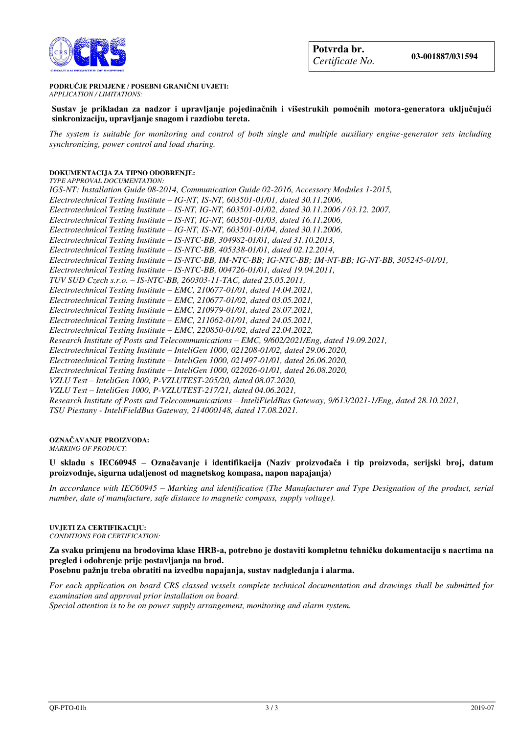| Potvrda br. *Certificate No.* | 03-001887/031594 |
|---|---|

**PODRUČJE PRIMJENE / POSEBNI GRANIČNI UVJETI:**
*APPLICATION / LIMITATIONS:*

**Sustav je prikladan za nadzor i upravljanje pojedinačnih i višestrukih pomoćnih motora-generatora uključujući sinkronizaciju, upravljanje snagom i razdiobu tereta.**

*The system is suitable for monitoring and control of both single and multiple auxiliary engine-generator sets including synchronizing, power control and load sharing.*

**DOKUMENTACIJA ZA TIPNO ODOBRENJE:**
*TYPE APPROVAL DOCUMENTATION:*
*IGS-NT: Installation Guide 08-2014, Communication Guide 02-2016, Accessory Modules 1-2015,*
*Electrotechnical Testing Institute – IG-NT, IS-NT, 603501-01/01, dated 30.11.2006,*
*Electrotechnical Testing Institute – IS-NT, IG-NT, 603501-01/02, dated 30.11.2006 / 03.12. 2007,*
*Electrotechnical Testing Institute – IS-NT, IG-NT, 603501-01/03, dated 16.11.2006,*
*Electrotechnical Testing Institute – IG-NT, IS-NT, 603501-01/04, dated 30.11.2006,*
*Electrotechnical Testing Institute – IS-NTC-BB, 304982-01/01, dated 31.10.2013,*
*Electrotechnical Testing Institute – IS-NTC-BB, 405338-01/01, dated 02.12.2014,*
*Electrotechnical Testing Institute – IS-NTC-BB, IM-NTC-BB; IG-NTC-BB; IM-NT-BB; IG-NT-BB, 305245-01/01,*
*Electrotechnical Testing Institute – IS-NTC-BB, 004726-01/01, dated 19.04.2011,*
*TUV SUD Czech s.r.o. – IS-NTC-BB, 260303-11-TAC, dated 25.05.2011,*
*Electrotechnical Testing Institute – EMC, 210677-01/01, dated 14.04.2021,*
*Electrotechnical Testing Institute – EMC, 210677-01/02, dated 03.05.2021,*
*Electrotechnical Testing Institute – EMC, 210979-01/01, dated 28.07.2021,*
*Electrotechnical Testing Institute – EMC, 211062-01/01, dated 24.05.2021,*
*Electrotechnical Testing Institute – EMC, 220850-01/02, dated 22.04.2022,*
*Research Institute of Posts and Telecommunications – EMC, 9/602/2021/Eng, dated 19.09.2021,*
*Electrotechnical Testing Institute – InteliGen 1000, 021208-01/02, dated 29.06.2020,*
*Electrotechnical Testing Institute – InteliGen 1000, 021497-01/01, dated 26.06.2020,*
*Electrotechnical Testing Institute – InteliGen 1000, 022026-01/01, dated 26.08.2020,*
*VZLU Test – InteliGen 1000, P-VZLUTEST-205/20, dated 08.07.2020,*
*VZLU Test – InteliGen 1000, P-VZLUTEST-217/21, dated 04.06.2021,*
*Research Institute of Posts and Telecommunications – InteliFieldBus Gateway, 9/613/2021-1/Eng, dated 28.10.2021,*
*TSU Piestany - InteliFieldBus Gateway, 214000148, dated 17.08.2021.*

**OZNAČAVANJE PROIZVODA:**
*MARKING OF PRODUCT:*

**U skladu s IEC60945 – Označavanje i identifikacija (Naziv proizvođača i tip proizvoda, serijski broj, datum proizvodnje, sigurna udaljenost od magnetskog kompasa, napon napajanja)**

*In accordance with IEC60945 – Marking and identification (The Manufacturer and Type Designation of the product, serial number, date of manufacture, safe distance to magnetic compass, supply voltage).*

**UVJETI ZA CERTIFIKACIJU:**
*CONDITIONS FOR CERTIFICATION:*

**Za svaku primjenu na brodovima klase HRB-a, potrebno je dostaviti kompletnu tehničku dokumentaciju s nacrtima na pregled i odobrenje prije postavljanja na brod.**
**Posebnu pažnju treba obratiti na izvedbu napajanja, sustav nadgledanja i alarma.**

*For each application on board CRS classed vessels complete technical documentation and drawings shall be submitted for examination and approval prior installation on board.*
*Special attention is to be on power supply arrangement, monitoring and alarm system.*